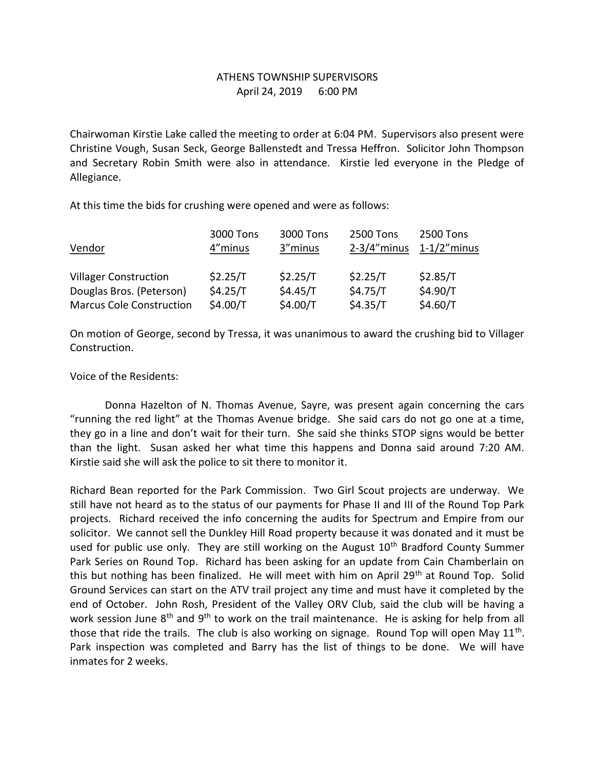# ATHENS TOWNSHIP SUPERVISORS
## April 24, 2019 6:00 PM

Chairwoman Kirstie Lake called the meeting to order at 6:04 PM. Supervisors also present were Christine Vough, Susan Seck, George Ballenstedt and Tressa Heffron. Solicitor John Thompson and Secretary Robin Smith were also in attendance. Kirstie led everyone in the Pledge of Allegiance.

At this time the bids for crushing were opened and were as follows:

| Vendor | 3000 Tons 4"minus | 3000 Tons 3"minus | 2500 Tons 2-3/4"minus | 2500 Tons 1-1/2"minus |
|---|---|---|---|---|
| Villager Construction | $2.25/T | $2.25/T | $2.25/T | $2.85/T |
| Douglas Bros. (Peterson) | $4.25/T | $4.45/T | $4.75/T | $4.90/T |
| Marcus Cole Construction | $4.00/T | $4.00/T | $4.35/T | $4.60/T |

On motion of George, second by Tressa, it was unanimous to award the crushing bid to Villager Construction.

Voice of the Residents:

Donna Hazelton of N. Thomas Avenue, Sayre, was present again concerning the cars "running the red light" at the Thomas Avenue bridge. She said cars do not go one at a time, they go in a line and don't wait for their turn. She said she thinks STOP signs would be better than the light. Susan asked her what time this happens and Donna said around 7:20 AM. Kirstie said she will ask the police to sit there to monitor it.

Richard Bean reported for the Park Commission. Two Girl Scout projects are underway. We still have not heard as to the status of our payments for Phase II and III of the Round Top Park projects. Richard received the info concerning the audits for Spectrum and Empire from our solicitor. We cannot sell the Dunkley Hill Road property because it was donated and it must be used for public use only. They are still working on the August 10th Bradford County Summer Park Series on Round Top. Richard has been asking for an update from Cain Chamberlain on this but nothing has been finalized. He will meet with him on April 29th at Round Top. Solid Ground Services can start on the ATV trail project any time and must have it completed by the end of October. John Rosh, President of the Valley ORV Club, said the club will be having a work session June 8th and 9th to work on the trail maintenance. He is asking for help from all those that ride the trails. The club is also working on signage. Round Top will open May 11th. Park inspection was completed and Barry has the list of things to be done. We will have inmates for 2 weeks.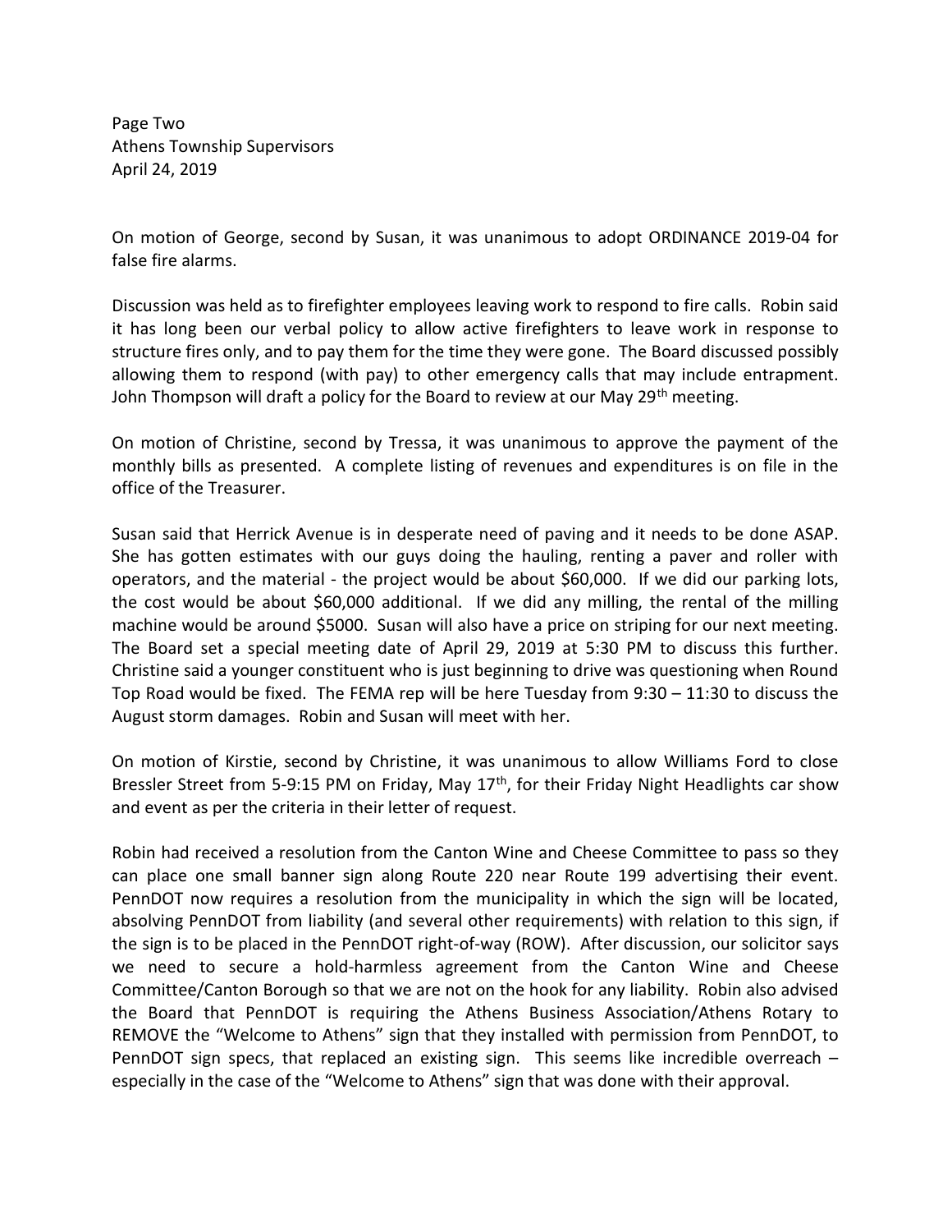Page Two
Athens Township Supervisors
April 24, 2019

On motion of George, second by Susan, it was unanimous to adopt ORDINANCE 2019-04 for false fire alarms.

Discussion was held as to firefighter employees leaving work to respond to fire calls. Robin said it has long been our verbal policy to allow active firefighters to leave work in response to structure fires only, and to pay them for the time they were gone. The Board discussed possibly allowing them to respond (with pay) to other emergency calls that may include entrapment. John Thompson will draft a policy for the Board to review at our May 29th meeting.

On motion of Christine, second by Tressa, it was unanimous to approve the payment of the monthly bills as presented. A complete listing of revenues and expenditures is on file in the office of the Treasurer.

Susan said that Herrick Avenue is in desperate need of paving and it needs to be done ASAP. She has gotten estimates with our guys doing the hauling, renting a paver and roller with operators, and the material - the project would be about $60,000. If we did our parking lots, the cost would be about $60,000 additional. If we did any milling, the rental of the milling machine would be around $5000. Susan will also have a price on striping for our next meeting. The Board set a special meeting date of April 29, 2019 at 5:30 PM to discuss this further. Christine said a younger constituent who is just beginning to drive was questioning when Round Top Road would be fixed. The FEMA rep will be here Tuesday from 9:30 – 11:30 to discuss the August storm damages. Robin and Susan will meet with her.

On motion of Kirstie, second by Christine, it was unanimous to allow Williams Ford to close Bressler Street from 5-9:15 PM on Friday, May 17th, for their Friday Night Headlights car show and event as per the criteria in their letter of request.

Robin had received a resolution from the Canton Wine and Cheese Committee to pass so they can place one small banner sign along Route 220 near Route 199 advertising their event. PennDOT now requires a resolution from the municipality in which the sign will be located, absolving PennDOT from liability (and several other requirements) with relation to this sign, if the sign is to be placed in the PennDOT right-of-way (ROW). After discussion, our solicitor says we need to secure a hold-harmless agreement from the Canton Wine and Cheese Committee/Canton Borough so that we are not on the hook for any liability. Robin also advised the Board that PennDOT is requiring the Athens Business Association/Athens Rotary to REMOVE the "Welcome to Athens" sign that they installed with permission from PennDOT, to PennDOT sign specs, that replaced an existing sign. This seems like incredible overreach – especially in the case of the "Welcome to Athens" sign that was done with their approval.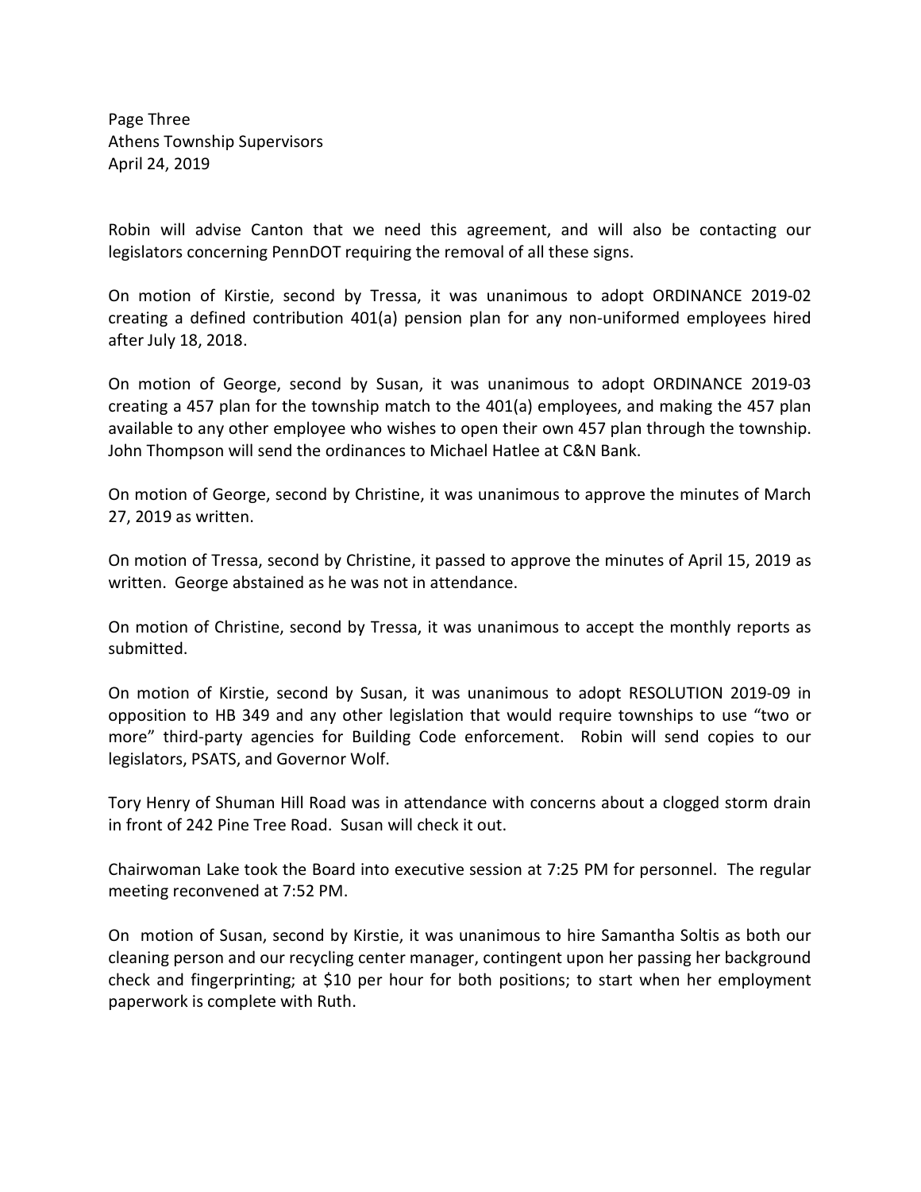Robin will advise Canton that we need this agreement, and will also be contacting our legislators concerning PennDOT requiring the removal of all these signs.

On motion of Kirstie, second by Tressa, it was unanimous to adopt ORDINANCE 2019-02 creating a defined contribution 401(a) pension plan for any non-uniformed employees hired after July 18, 2018.

On motion of George, second by Susan, it was unanimous to adopt ORDINANCE 2019-03 creating a 457 plan for the township match to the 401(a) employees, and making the 457 plan available to any other employee who wishes to open their own 457 plan through the township. John Thompson will send the ordinances to Michael Hatlee at C&N Bank.

On motion of George, second by Christine, it was unanimous to approve the minutes of March 27, 2019 as written.

On motion of Tressa, second by Christine, it passed to approve the minutes of April 15, 2019 as written. George abstained as he was not in attendance.

On motion of Christine, second by Tressa, it was unanimous to accept the monthly reports as submitted.

On motion of Kirstie, second by Susan, it was unanimous to adopt RESOLUTION 2019-09 in opposition to HB 349 and any other legislation that would require townships to use "two or more" third-party agencies for Building Code enforcement. Robin will send copies to our legislators, PSATS, and Governor Wolf.

Tory Henry of Shuman Hill Road was in attendance with concerns about a clogged storm drain in front of 242 Pine Tree Road. Susan will check it out.

Chairwoman Lake took the Board into executive session at 7:25 PM for personnel. The regular meeting reconvened at 7:52 PM.

On motion of Susan, second by Kirstie, it was unanimous to hire Samantha Soltis as both our cleaning person and our recycling center manager, contingent upon her passing her background check and fingerprinting; at $10 per hour for both positions; to start when her employment paperwork is complete with Ruth.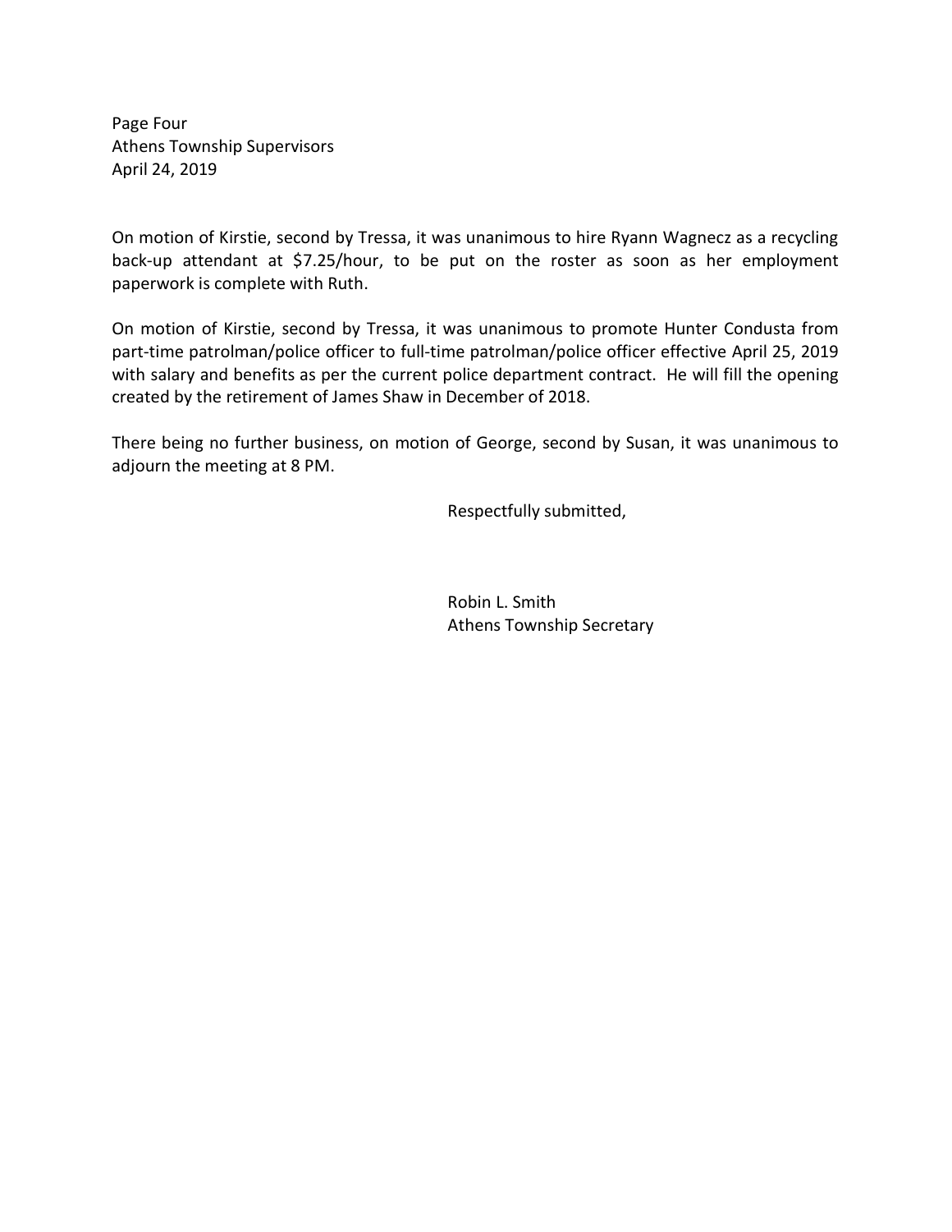On motion of Kirstie, second by Tressa, it was unanimous to hire Ryann Wagnecz as a recycling back-up attendant at $7.25/hour, to be put on the roster as soon as her employment paperwork is complete with Ruth.

On motion of Kirstie, second by Tressa, it was unanimous to promote Hunter Condusta from part-time patrolman/police officer to full-time patrolman/police officer effective April 25, 2019 with salary and benefits as per the current police department contract. He will fill the opening created by the retirement of James Shaw in December of 2018.

There being no further business, on motion of George, second by Susan, it was unanimous to adjourn the meeting at 8 PM.

Respectfully submitted,

Robin L. Smith
Athens Township Secretary